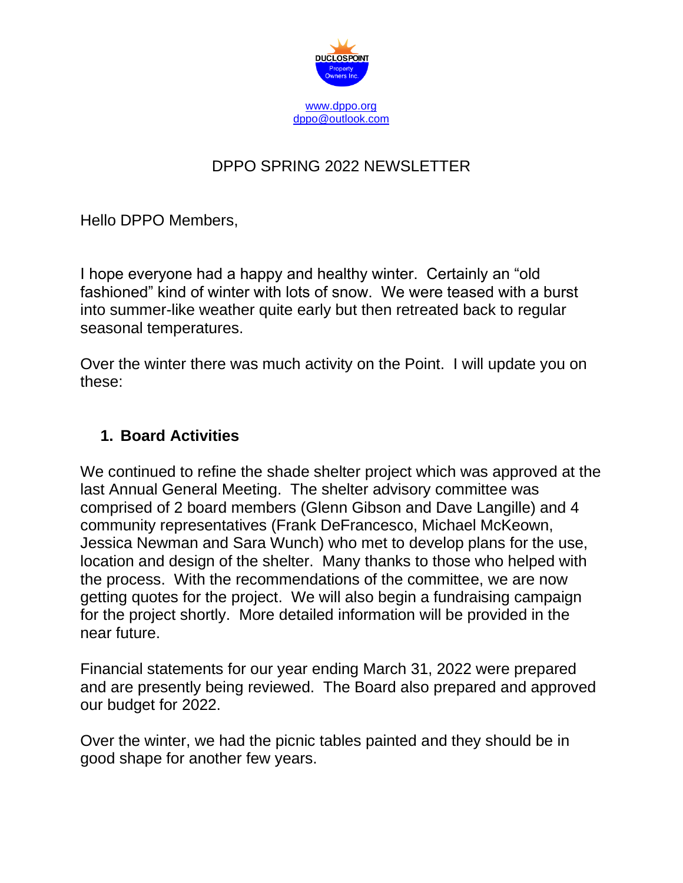DUCLOS POINT Property Owners Inc.

www.dppo.org
dppo@outlook.com

# DPPO SPRING 2022 NEWSLETTER

Hello DPPO Members,

I hope everyone had a happy and healthy winter. Certainly an "old fashioned" kind of winter with lots of snow. We were teased with a burst into summer-like weather quite early but then retreated back to regular seasonal temperatures.

Over the winter there was much activity on the Point. I will update you on these:

## 1. Board Activities

We continued to refine the shade shelter project which was approved at the last Annual General Meeting. The shelter advisory committee was comprised of 2 board members (Glenn Gibson and Dave Langille) and 4 community representatives (Frank DeFrancesco, Michael McKeown, Jessica Newman and Sara Wunch) who met to develop plans for the use, location and design of the shelter. Many thanks to those who helped with the process. With the recommendations of the committee, we are now getting quotes for the project. We will also begin a fundraising campaign for the project shortly. More detailed information will be provided in the near future.

Financial statements for our year ending March 31, 2022 were prepared and are presently being reviewed. The Board also prepared and approved our budget for 2022.

Over the winter, we had the picnic tables painted and they should be in good shape for another few years.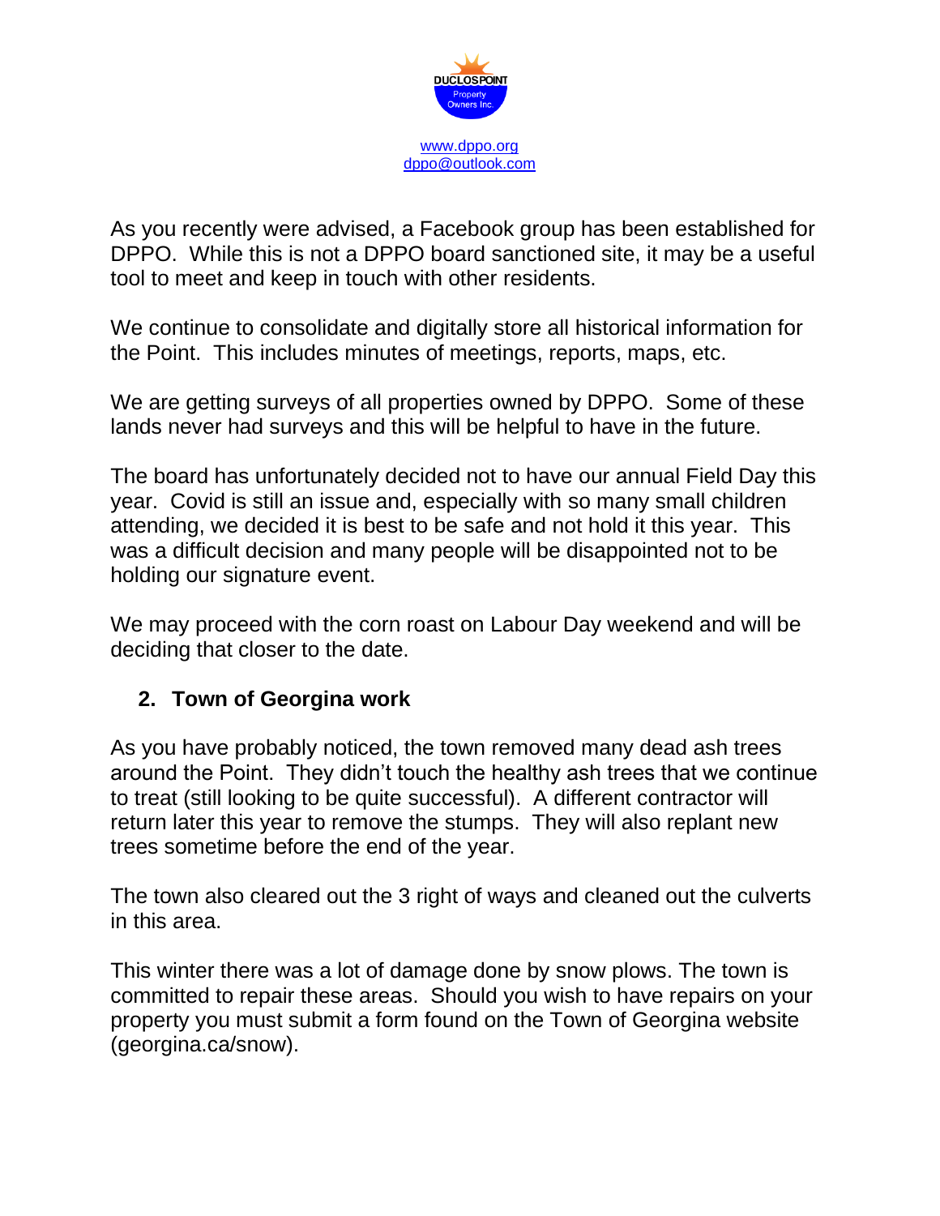www.dppo.org
dppo@outlook.com

As you recently were advised, a Facebook group has been established for DPPO. While this is not a DPPO board sanctioned site, it may be a useful tool to meet and keep in touch with other residents.

We continue to consolidate and digitally store all historical information for the Point. This includes minutes of meetings, reports, maps, etc.

We are getting surveys of all properties owned by DPPO. Some of these lands never had surveys and this will be helpful to have in the future.

The board has unfortunately decided not to have our annual Field Day this year. Covid is still an issue and, especially with so many small children attending, we decided it is best to be safe and not hold it this year. This was a difficult decision and many people will be disappointed not to be holding our signature event.

We may proceed with the corn roast on Labour Day weekend and will be deciding that closer to the date.

## 2. Town of Georgina work

As you have probably noticed, the town removed many dead ash trees around the Point. They didn't touch the healthy ash trees that we continue to treat (still looking to be quite successful). A different contractor will return later this year to remove the stumps. They will also replant new trees sometime before the end of the year.

The town also cleared out the 3 right of ways and cleaned out the culverts in this area.

This winter there was a lot of damage done by snow plows. The town is committed to repair these areas. Should you wish to have repairs on your property you must submit a form found on the Town of Georgina website (georgina.ca/snow).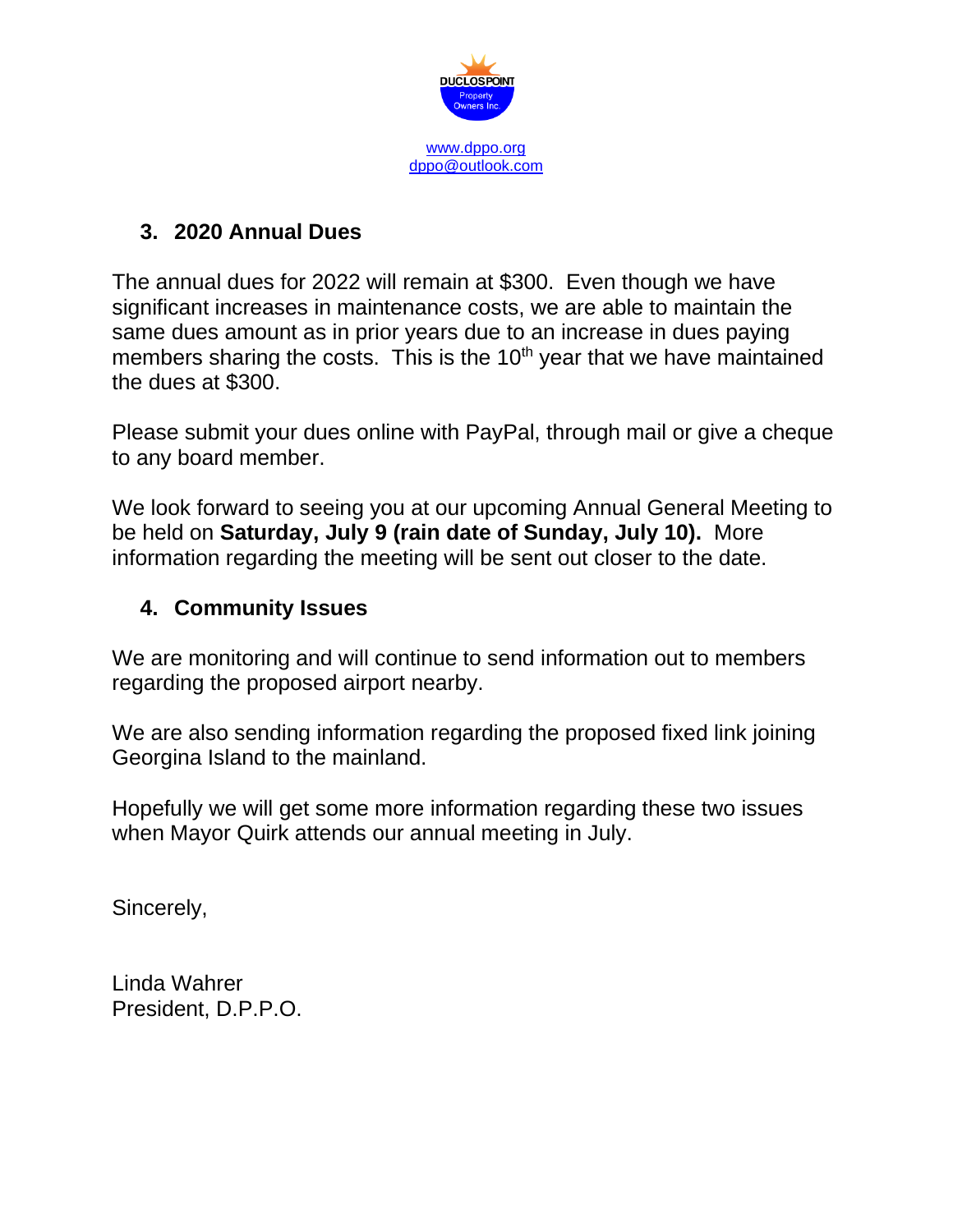DUCLOS POINT
Property Owners Inc.

www.dppo.org
dppo@outlook.com

## 3. 2020 Annual Dues

The annual dues for 2022 will remain at $300. Even though we have significant increases in maintenance costs, we are able to maintain the same dues amount as in prior years due to an increase in dues paying members sharing the costs. This is the 10th year that we have maintained the dues at $300.

Please submit your dues online with PayPal, through mail or give a cheque to any board member.

We look forward to seeing you at our upcoming Annual General Meeting to be held on **Saturday, July 9 (rain date of Sunday, July 10).** More information regarding the meeting will be sent out closer to the date.

## 4. Community Issues

We are monitoring and will continue to send information out to members regarding the proposed airport nearby.

We are also sending information regarding the proposed fixed link joining Georgina Island to the mainland.

Hopefully we will get some more information regarding these two issues when Mayor Quirk attends our annual meeting in July.

Sincerely,

Linda Wahrer
President, D.P.P.O.